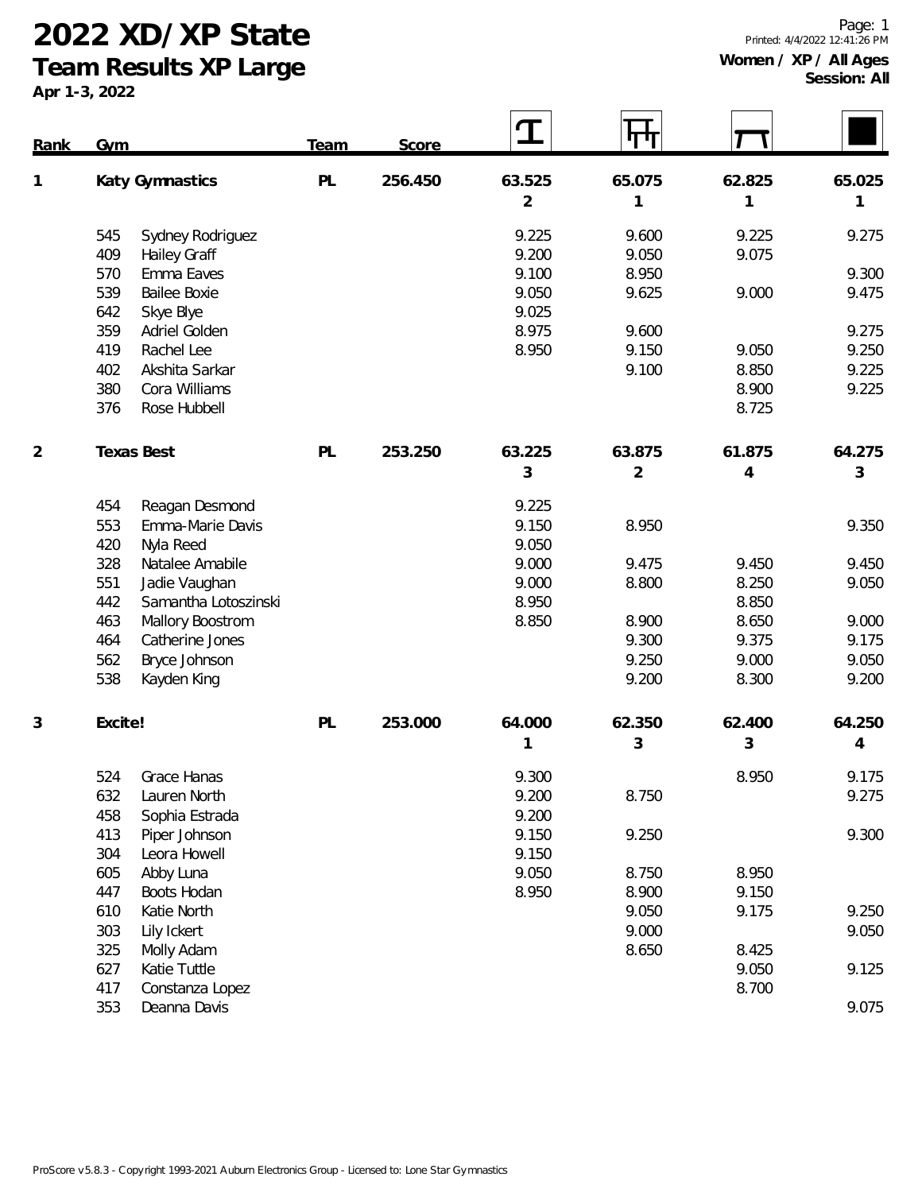# 2022 XD/XP State

## Team Results XP Large

Apr 1-3, 2022

Printed: 4/4/2022 12:41:26 PM

**Women / XP / All Ages**
**Session: All**

| Rank | Gym | | Team | Score | Vault | Bars | Beam | Floor |
|---|---|---|---|---|---|---|---|---|
| 1 | Katy Gymnastics | | PL | 256.450 | 63.525 | 65.075 | 62.825 | 65.025 |
| | | | | | 2 | 1 | 1 | 1 |
| | 545 | Sydney Rodriguez | | | 9.225 | 9.600 | 9.225 | 9.275 |
| | 409 | Hailey Graff | | | 9.200 | 9.050 | 9.075 | |
| | 570 | Emma Eaves | | | 9.100 | 8.950 | | 9.300 |
| | 539 | Bailee Boxie | | | 9.050 | 9.625 | 9.000 | 9.475 |
| | 642 | Skye Blye | | | 9.025 | | | |
| | 359 | Adriel Golden | | | 8.975 | 9.600 | | 9.275 |
| | 419 | Rachel Lee | | | 8.950 | 9.150 | 9.050 | 9.250 |
| | 402 | Akshita Sarkar | | | | 9.100 | 8.850 | 9.225 |
| | 380 | Cora Williams | | | | | 8.900 | 9.225 |
| | 376 | Rose Hubbell | | | | | 8.725 | |
| 2 | Texas Best | | PL | 253.250 | 63.225 | 63.875 | 61.875 | 64.275 |
| | | | | | 3 | 2 | 4 | 3 |
| | 454 | Reagan Desmond | | | 9.225 | | | |
| | 553 | Emma-Marie Davis | | | 9.150 | 8.950 | | 9.350 |
| | 420 | Nyla Reed | | | 9.050 | | | |
| | 328 | Natalee Amabile | | | 9.000 | 9.475 | 9.450 | 9.450 |
| | 551 | Jadie Vaughan | | | 9.000 | 8.800 | 8.250 | 9.050 |
| | 442 | Samantha Lotoszinski | | | 8.950 | | 8.850 | |
| | 463 | Mallory Boostrom | | | 8.850 | 8.900 | 8.650 | 9.000 |
| | 464 | Catherine Jones | | | | 9.300 | 9.375 | 9.175 |
| | 562 | Bryce Johnson | | | | 9.250 | 9.000 | 9.050 |
| | 538 | Kayden King | | | | 9.200 | 8.300 | 9.200 |
| 3 | Excite! | | PL | 253.000 | 64.000 | 62.350 | 62.400 | 64.250 |
| | | | | | 1 | 3 | 3 | 4 |
| | 524 | Grace Hanas | | | 9.300 | | 8.950 | 9.175 |
| | 632 | Lauren North | | | 9.200 | 8.750 | | 9.275 |
| | 458 | Sophia Estrada | | | 9.200 | | | |
| | 413 | Piper Johnson | | | 9.150 | 9.250 | | 9.300 |
| | 304 | Leora Howell | | | 9.150 | | | |
| | 605 | Abby Luna | | | 9.050 | 8.750 | 8.950 | |
| | 447 | Boots Hodan | | | 8.950 | 8.900 | 9.150 | |
| | 610 | Katie North | | | | 9.050 | 9.175 | 9.250 |
| | 303 | Lily Ickert | | | | 9.000 | | 9.050 |
| | 325 | Molly Adam | | | | 8.650 | 8.425 | |
| | 627 | Katie Tuttle | | | | | 9.050 | 9.125 |
| | 417 | Constanza Lopez | | | | | 8.700 | |
| | 353 | Deanna Davis | | | | | | 9.075 |

ProScore v5.8.3 - Copyright 1993-2021 Auburn Electronics Group - Licensed to: Lone Star Gymnastics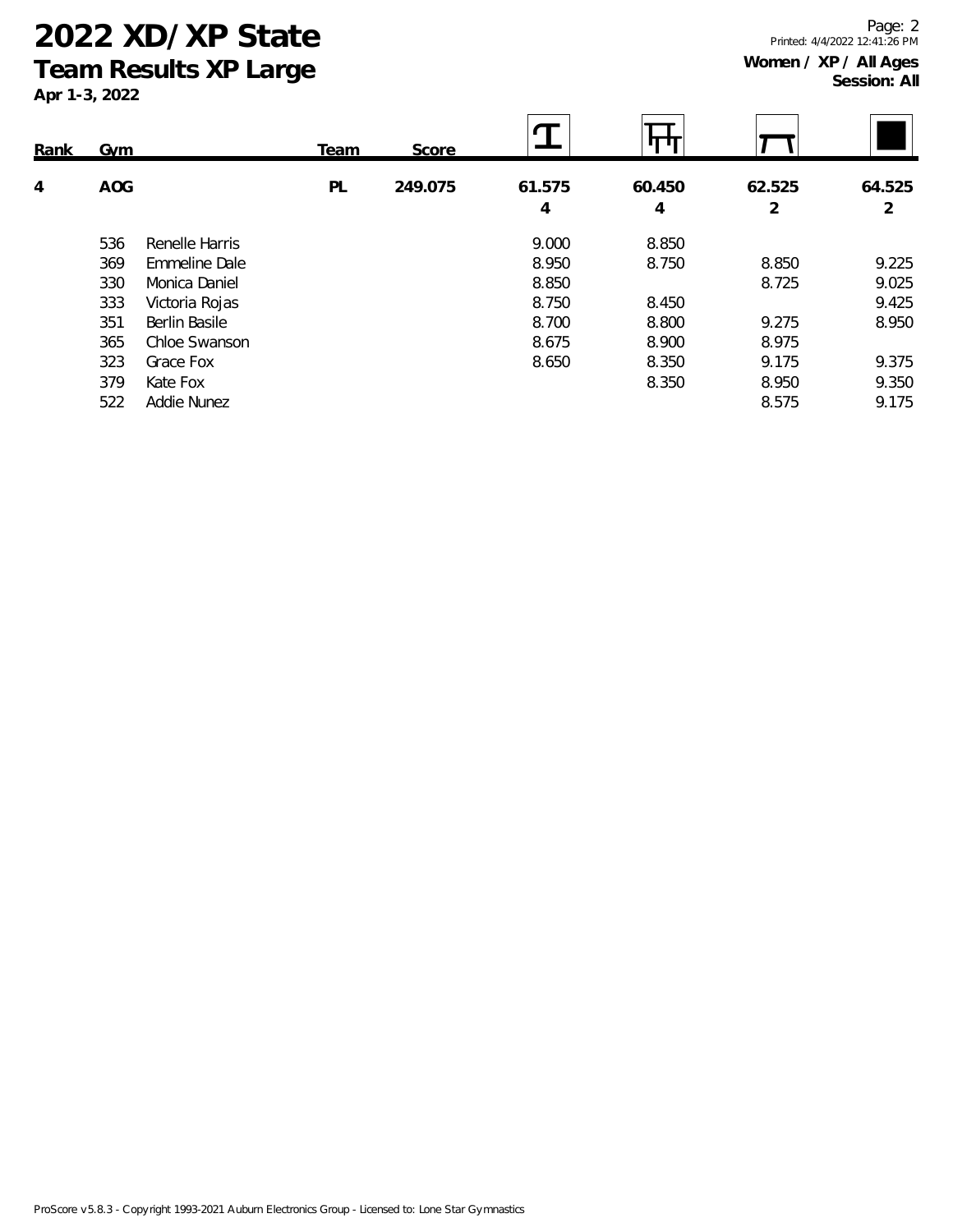# 2022 XD/XP State

## Team Results XP Large

**Apr 1-3, 2022**

**Women / XP / All Ages**
**Session: All**

| Rank | Gym | | Team | Score | Vault | Bars | Beam | Floor |
|---|---|---|---|---|---|---|---|---|
| 4 | AOG | | PL | 249.075 | 61.575 | 60.450 | 62.525 | 64.525 |
| | | | | | 4 | 4 | 2 | 2 |
| | 536 | Renelle Harris | | | 9.000 | 8.850 | | |
| | 369 | Emmeline Dale | | | 8.950 | 8.750 | 8.850 | 9.225 |
| | 330 | Monica Daniel | | | 8.850 | | 8.725 | 9.025 |
| | 333 | Victoria Rojas | | | 8.750 | 8.450 | | 9.425 |
| | 351 | Berlin Basile | | | 8.700 | 8.800 | 9.275 | 8.950 |
| | 365 | Chloe Swanson | | | 8.675 | 8.900 | 8.975 | |
| | 323 | Grace Fox | | | 8.650 | 8.350 | 9.175 | 9.375 |
| | 379 | Kate Fox | | | | 8.350 | 8.950 | 9.350 |
| | 522 | Addie Nunez | | | | | 8.575 | 9.175 |

ProScore v5.8.3 - Copyright 1993-2021 Auburn Electronics Group - Licensed to: Lone Star Gymnastics